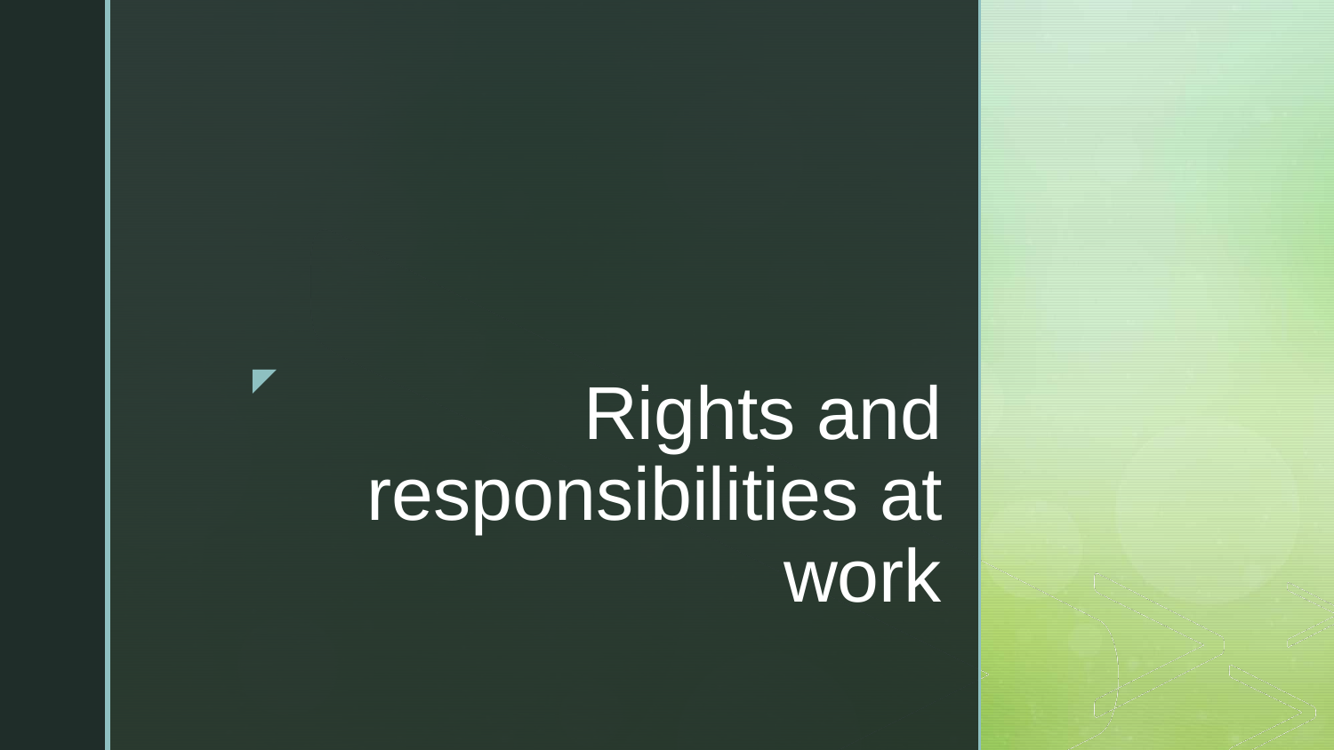# Rights and responsibilities at work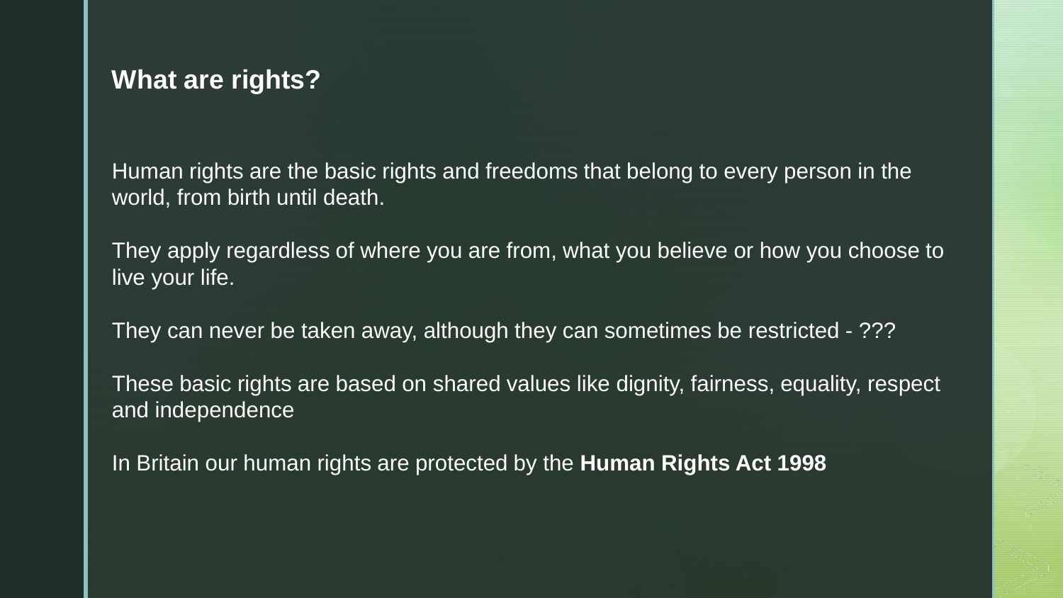## What are rights?

Human rights are the basic rights and freedoms that belong to every person in the world, from birth until death.

They apply regardless of where you are from, what you believe or how you choose to live your life.

They can never be taken away, although they can sometimes be restricted - ???

These basic rights are based on shared values like dignity, fairness, equality, respect and independence

In Britain our human rights are protected by the **Human Rights Act 1998**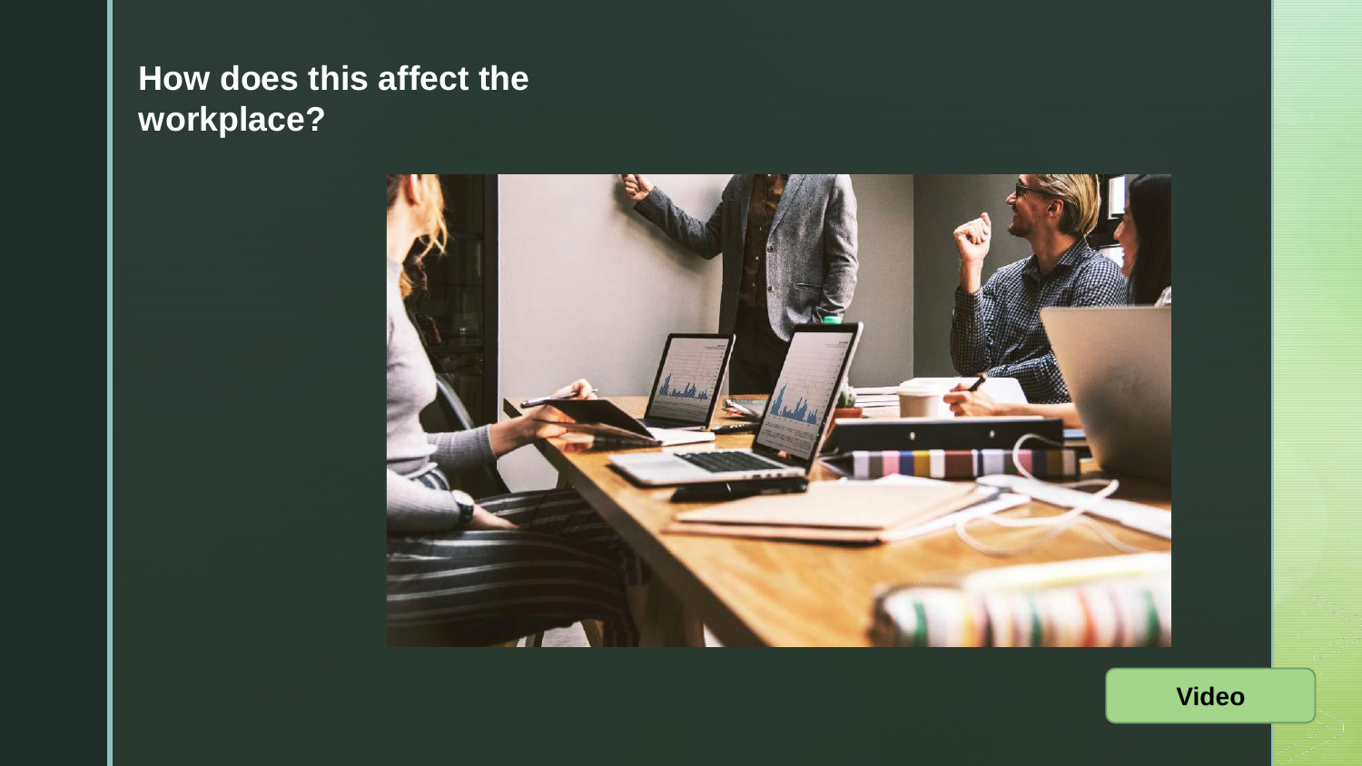# How does this affect the workplace?

Video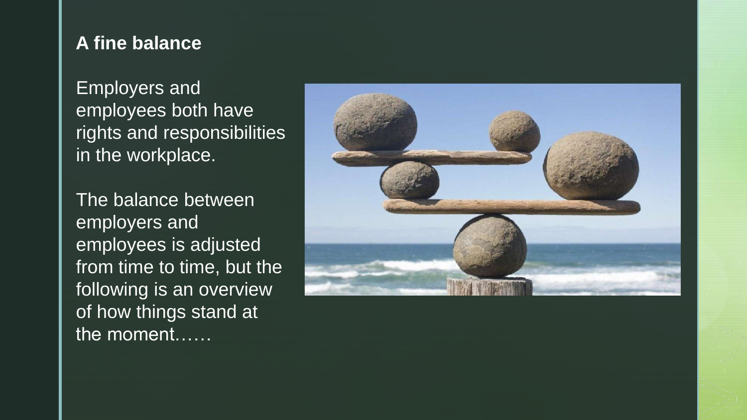**A fine balance**

Employers and employees both have rights and responsibilities in the workplace.

The balance between employers and employees is adjusted from time to time, but the following is an overview of how things stand at the moment……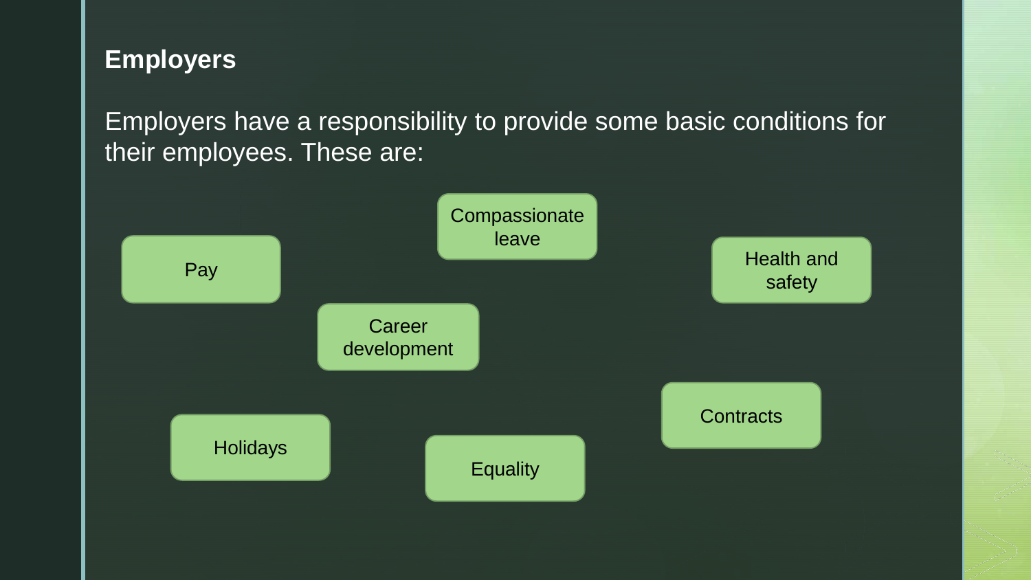## Employers

Employers have a responsibility to provide some basic conditions for their employees. These are:

- Pay
- Compassionate leave
- Health and safety
- Career development
- Contracts
- Holidays
- Equality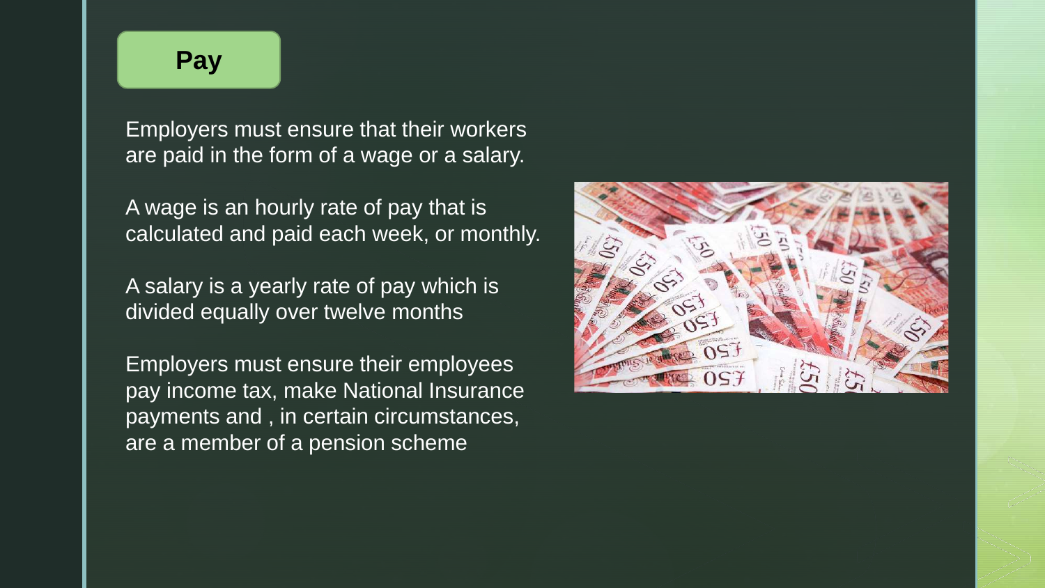## Pay

Employers must ensure that their workers are paid in the form of a wage or a salary.

A wage is an hourly rate of pay that is calculated and paid each week, or monthly.

A salary is a yearly rate of pay which is divided equally over twelve months

Employers must ensure their employees pay income tax, make National Insurance payments and , in certain circumstances, are a member of a pension scheme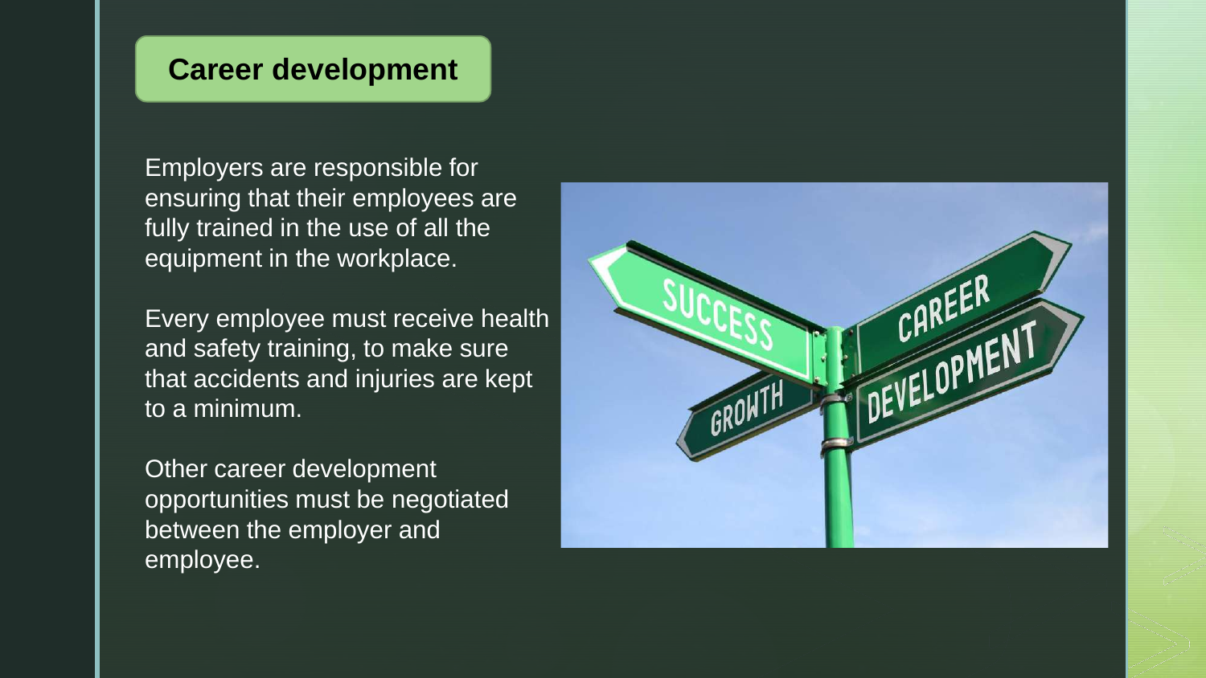## Career development

Employers are responsible for ensuring that their employees are fully trained in the use of all the equipment in the workplace.

Every employee must receive health and safety training, to make sure that accidents and injuries are kept to a minimum.

Other career development opportunities must be negotiated between the employer and employee.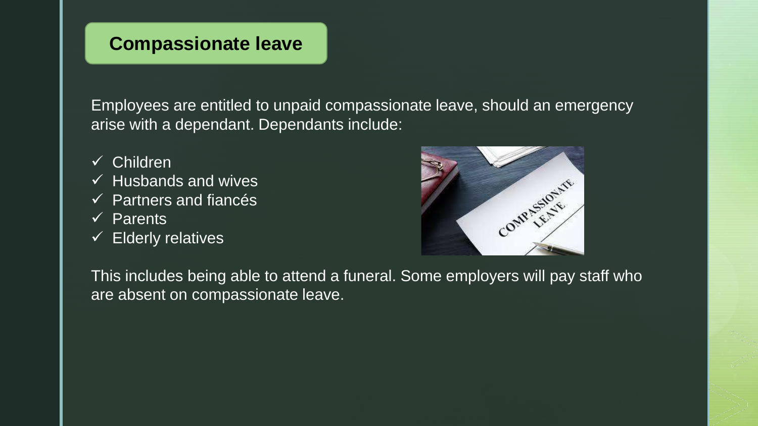## Compassionate leave

Employees are entitled to unpaid compassionate leave, should an emergency arise with a dependant. Dependants include:

- ✓ Children
- ✓ Husbands and wives
- ✓ Partners and fiancés
- ✓ Parents
- ✓ Elderly relatives

This includes being able to attend a funeral. Some employers will pay staff who are absent on compassionate leave.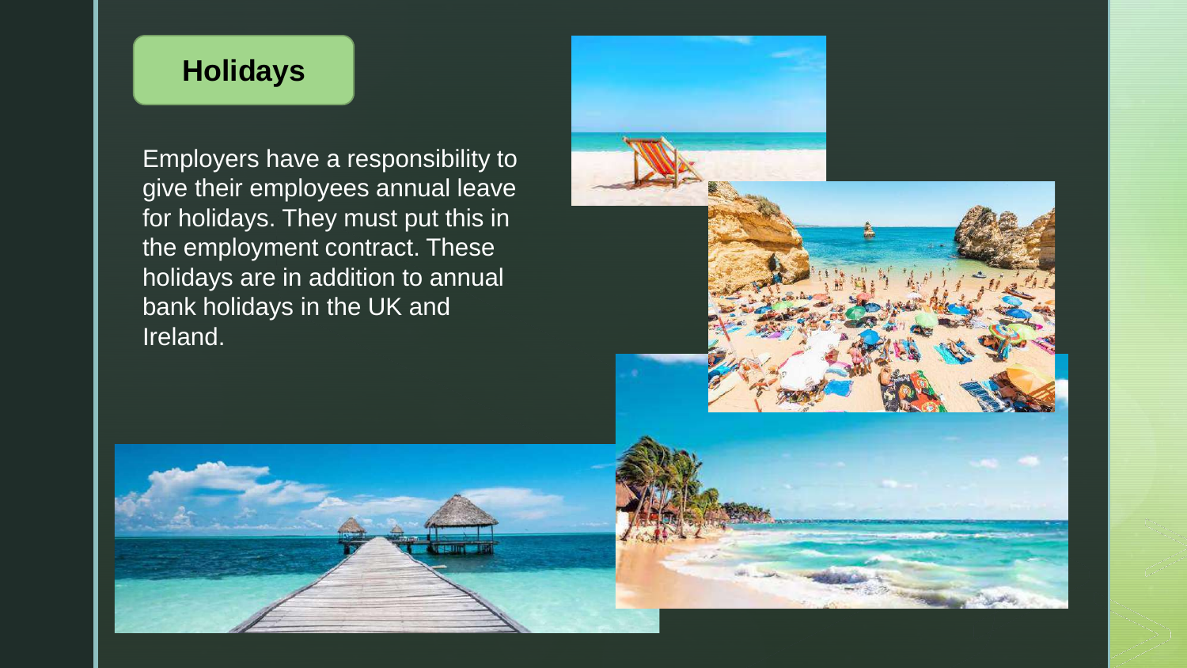## Holidays

Employers have a responsibility to give their employees annual leave for holidays. They must put this in the employment contract. These holidays are in addition to annual bank holidays in the UK and Ireland.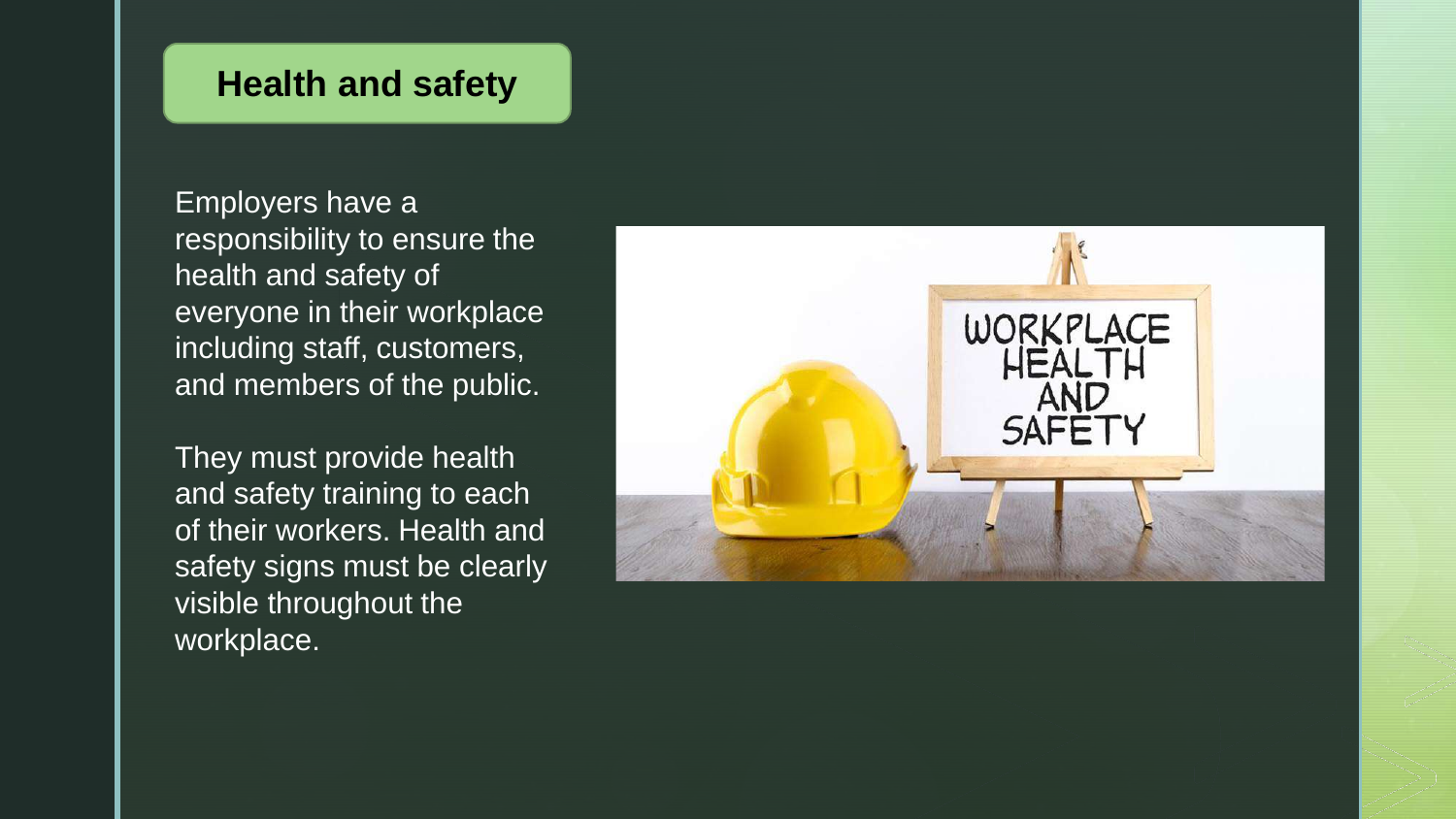## Health and safety

Employers have a responsibility to ensure the health and safety of everyone in their workplace including staff, customers, and members of the public.

They must provide health and safety training to each of their workers. Health and safety signs must be clearly visible throughout the workplace.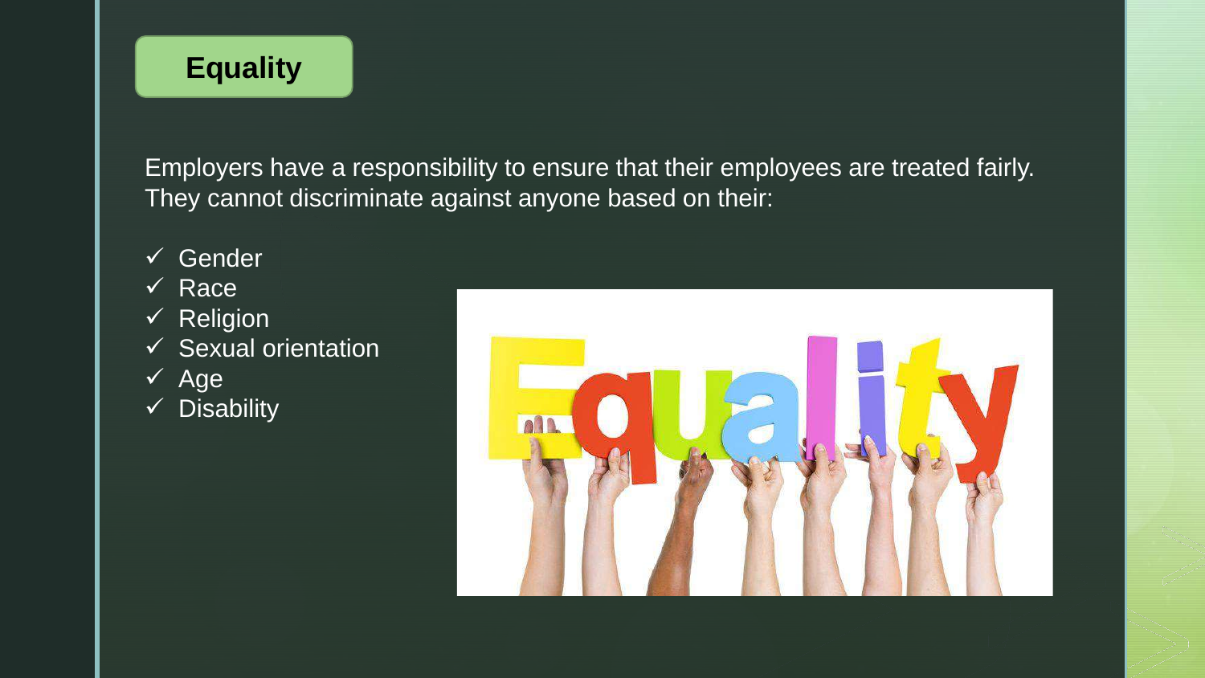# Equality

Employers have a responsibility to ensure that their employees are treated fairly. They cannot discriminate against anyone based on their:

- ✓ Gender
- ✓ Race
- ✓ Religion
- ✓ Sexual orientation
- ✓ Age
- ✓ Disability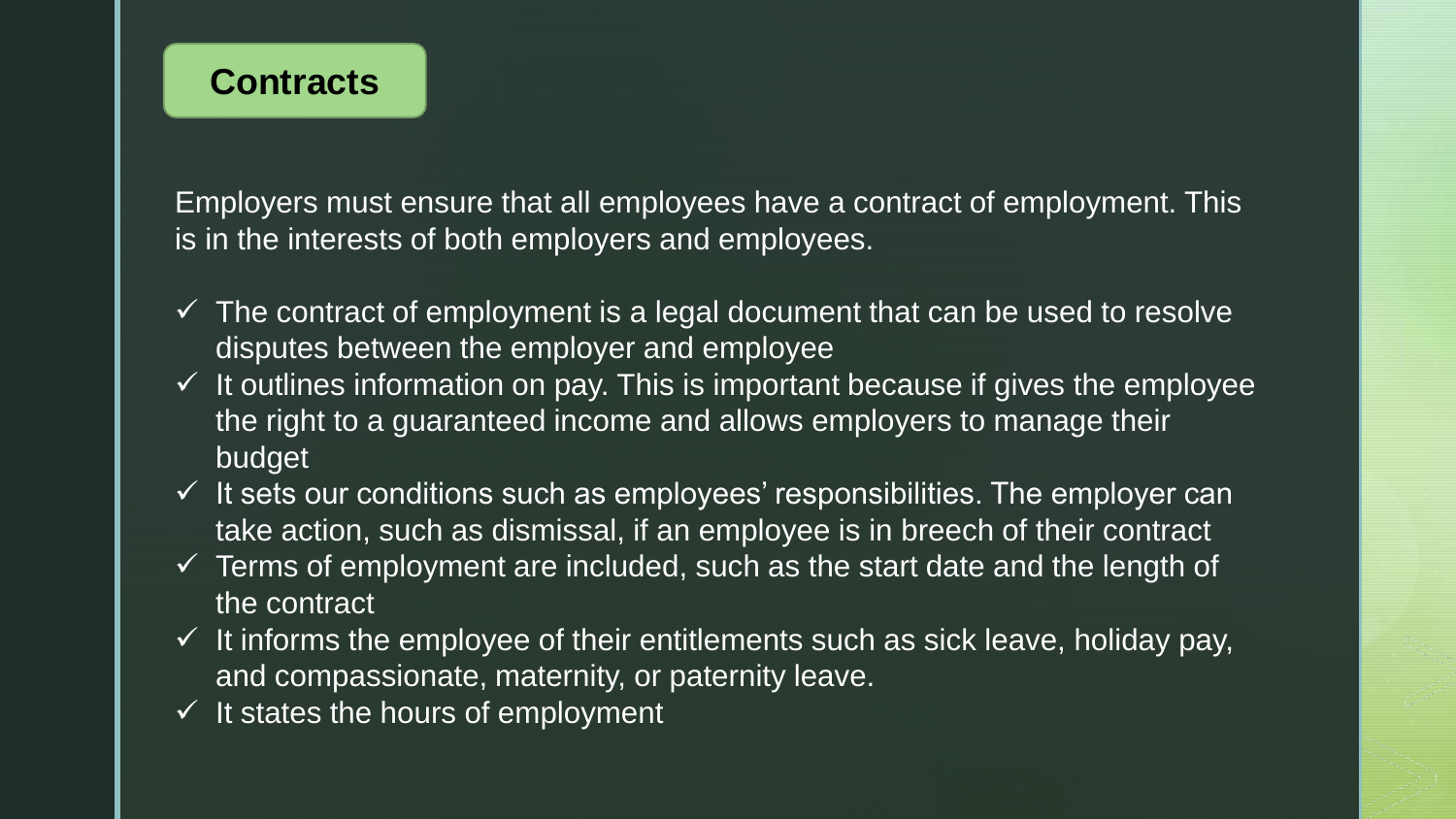## Contracts

Employers must ensure that all employees have a contract of employment. This is in the interests of both employers and employees.

- ✓ The contract of employment is a legal document that can be used to resolve disputes between the employer and employee
- ✓ It outlines information on pay. This is important because if gives the employee the right to a guaranteed income and allows employers to manage their budget
- ✓ It sets our conditions such as employees' responsibilities. The employer can take action, such as dismissal, if an employee is in breech of their contract
- ✓ Terms of employment are included, such as the start date and the length of the contract
- ✓ It informs the employee of their entitlements such as sick leave, holiday pay, and compassionate, maternity, or paternity leave.
- ✓ It states the hours of employment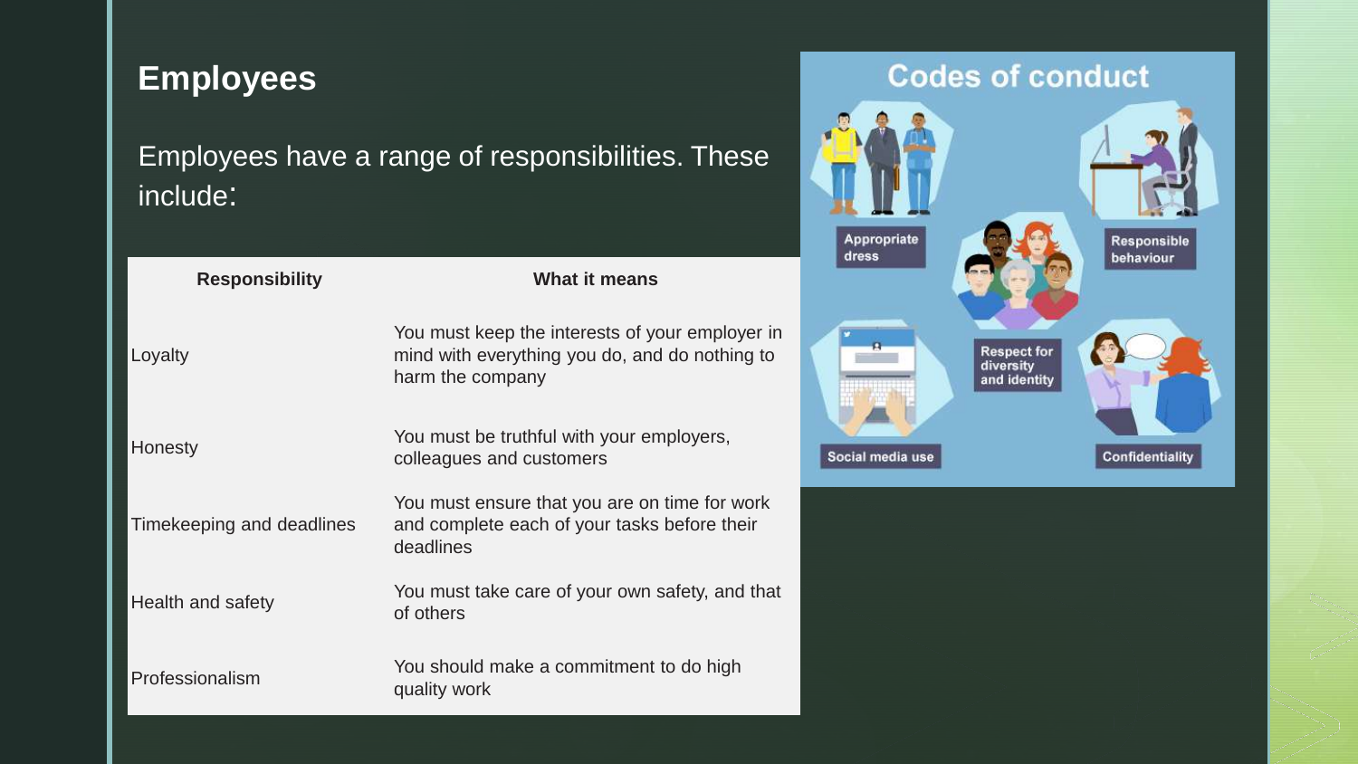## Employees

Employees have a range of responsibilities. These include:

| Responsibility | What it means |
| --- | --- |
| Loyalty | You must keep the interests of your employer in mind with everything you do, and do nothing to harm the company |
| Honesty | You must be truthful with your employers, colleagues and customers |
| Timekeeping and deadlines | You must ensure that you are on time for work and complete each of your tasks before their deadlines |
| Health and safety | You must take care of your own safety, and that of others |
| Professionalism | You should make a commitment to do high quality work |

**Codes of conduct**

- Appropriate dress
- Responsible behaviour
- Respect for diversity and identity
- Social media use
- Confidentiality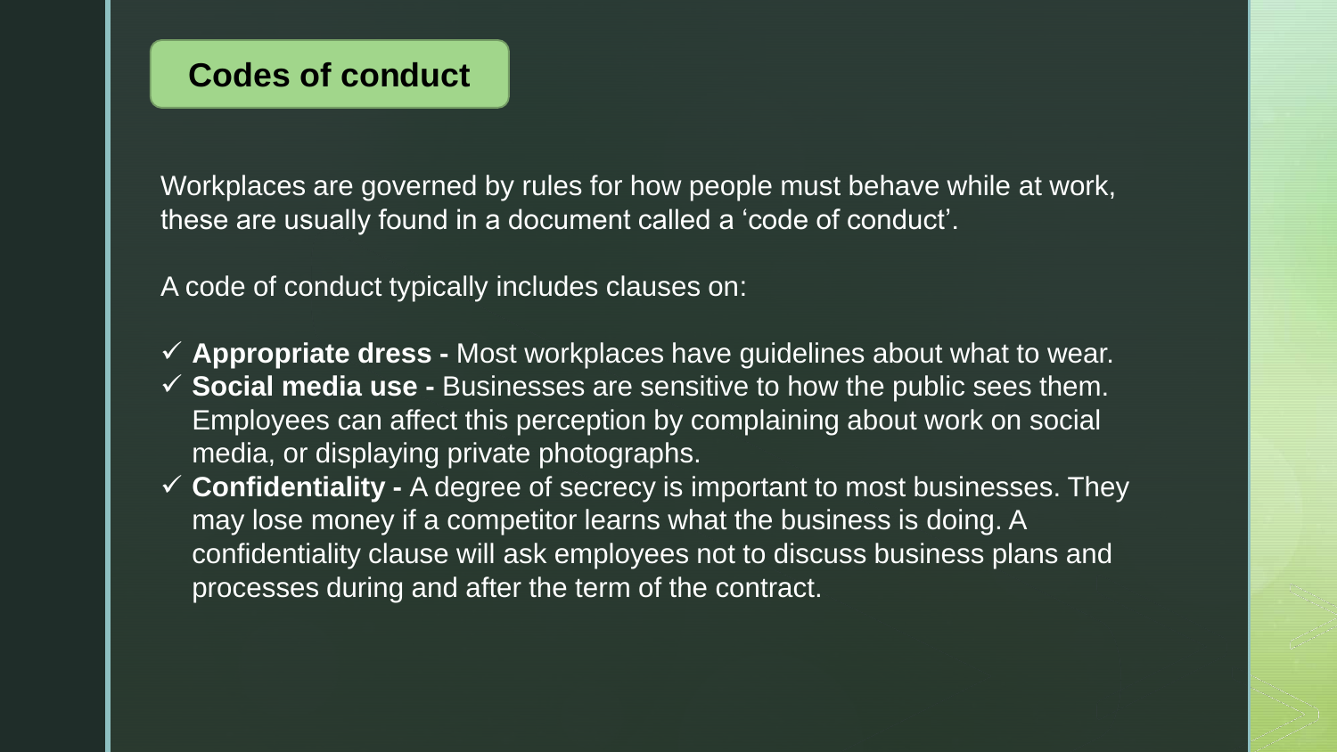## Codes of conduct

Workplaces are governed by rules for how people must behave while at work, these are usually found in a document called a 'code of conduct'.

A code of conduct typically includes clauses on:

- ✓ **Appropriate dress -** Most workplaces have guidelines about what to wear.
- ✓ **Social media use -** Businesses are sensitive to how the public sees them. Employees can affect this perception by complaining about work on social media, or displaying private photographs.
- ✓ **Confidentiality -** A degree of secrecy is important to most businesses. They may lose money if a competitor learns what the business is doing. A confidentiality clause will ask employees not to discuss business plans and processes during and after the term of the contract.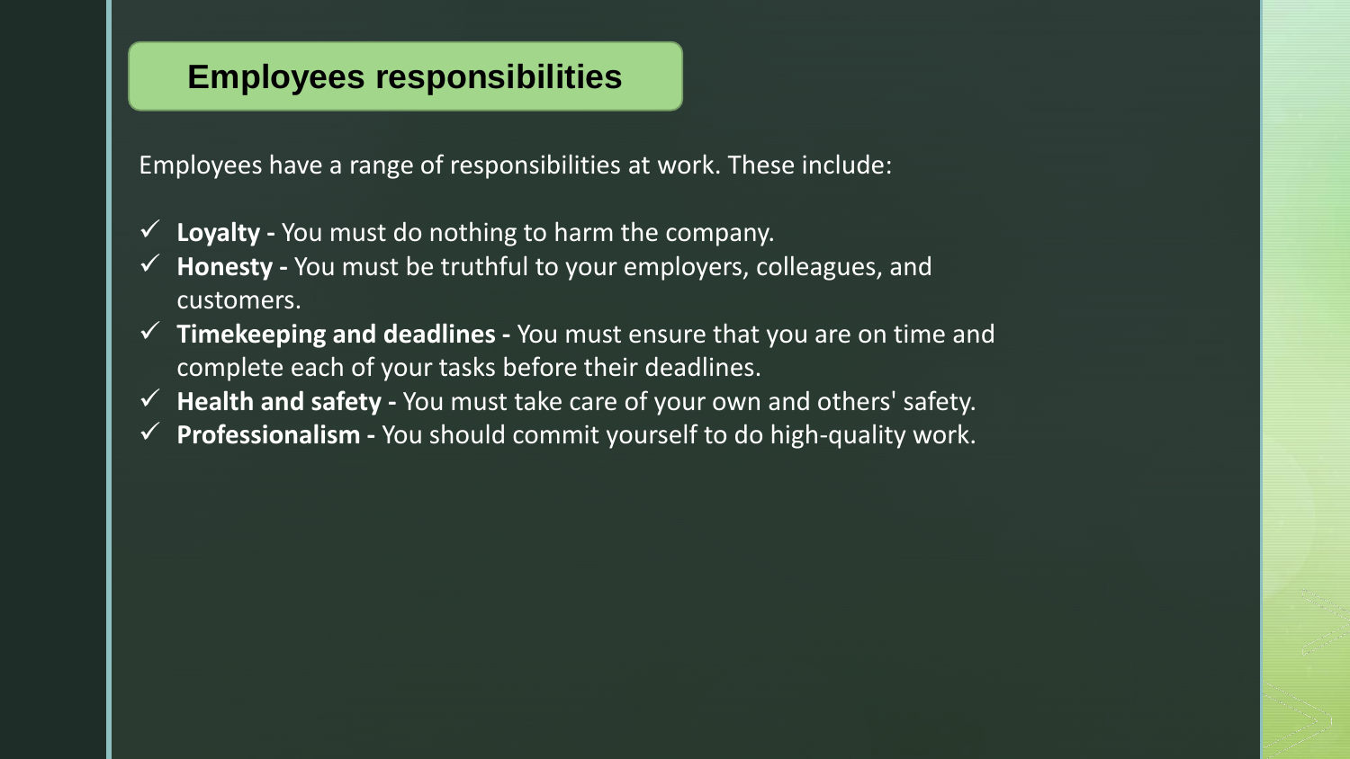## Employees responsibilities

Employees have a range of responsibilities at work. These include:

- ✓ **Loyalty -** You must do nothing to harm the company.
- ✓ **Honesty -** You must be truthful to your employers, colleagues, and customers.
- ✓ **Timekeeping and deadlines -** You must ensure that you are on time and complete each of your tasks before their deadlines.
- ✓ **Health and safety -** You must take care of your own and others' safety.
- ✓ **Professionalism -** You should commit yourself to do high-quality work.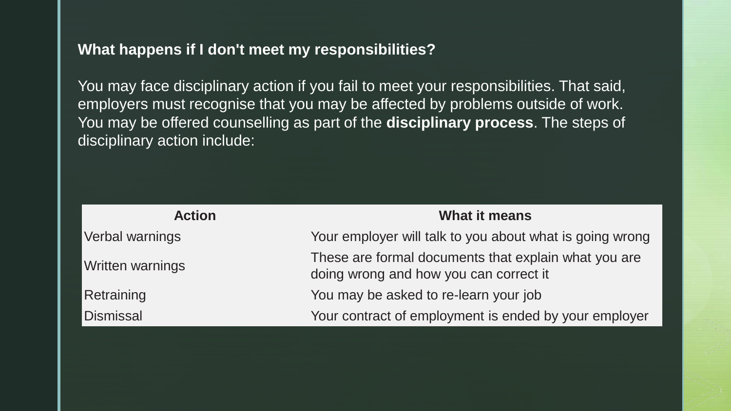**What happens if I don't meet my responsibilities?**

You may face disciplinary action if you fail to meet your responsibilities. That said, employers must recognise that you may be affected by problems outside of work. You may be offered counselling as part of the **disciplinary process**. The steps of disciplinary action include:

| Action | What it means |
| --- | --- |
| Verbal warnings | Your employer will talk to you about what is going wrong |
| Written warnings | These are formal documents that explain what you are doing wrong and how you can correct it |
| Retraining | You may be asked to re-learn your job |
| Dismissal | Your contract of employment is ended by your employer |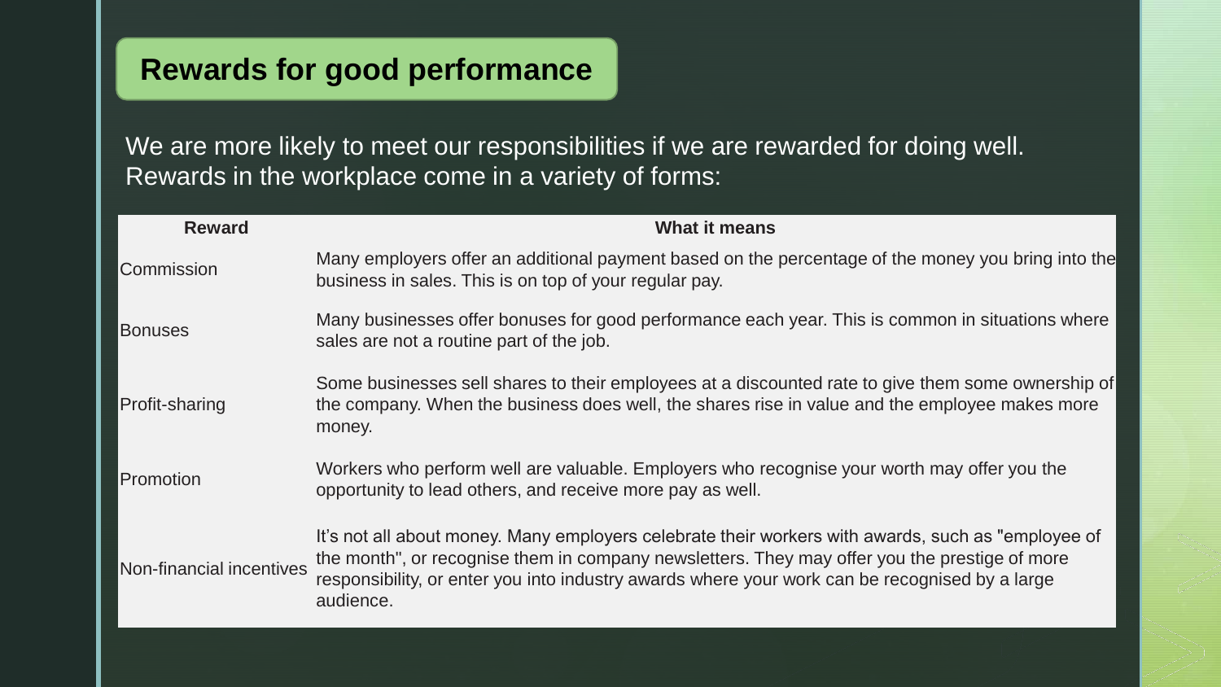## Rewards for good performance

We are more likely to meet our responsibilities if we are rewarded for doing well. Rewards in the workplace come in a variety of forms:

| Reward | What it means |
| --- | --- |
| Commission | Many employers offer an additional payment based on the percentage of the money you bring into the business in sales. This is on top of your regular pay. |
| Bonuses | Many businesses offer bonuses for good performance each year. This is common in situations where sales are not a routine part of the job. |
| Profit-sharing | Some businesses sell shares to their employees at a discounted rate to give them some ownership of the company. When the business does well, the shares rise in value and the employee makes more money. |
| Promotion | Workers who perform well are valuable. Employers who recognise your worth may offer you the opportunity to lead others, and receive more pay as well. |
| Non-financial incentives | It's not all about money. Many employers celebrate their workers with awards, such as "employee of the month", or recognise them in company newsletters. They may offer you the prestige of more responsibility, or enter you into industry awards where your work can be recognised by a large audience. |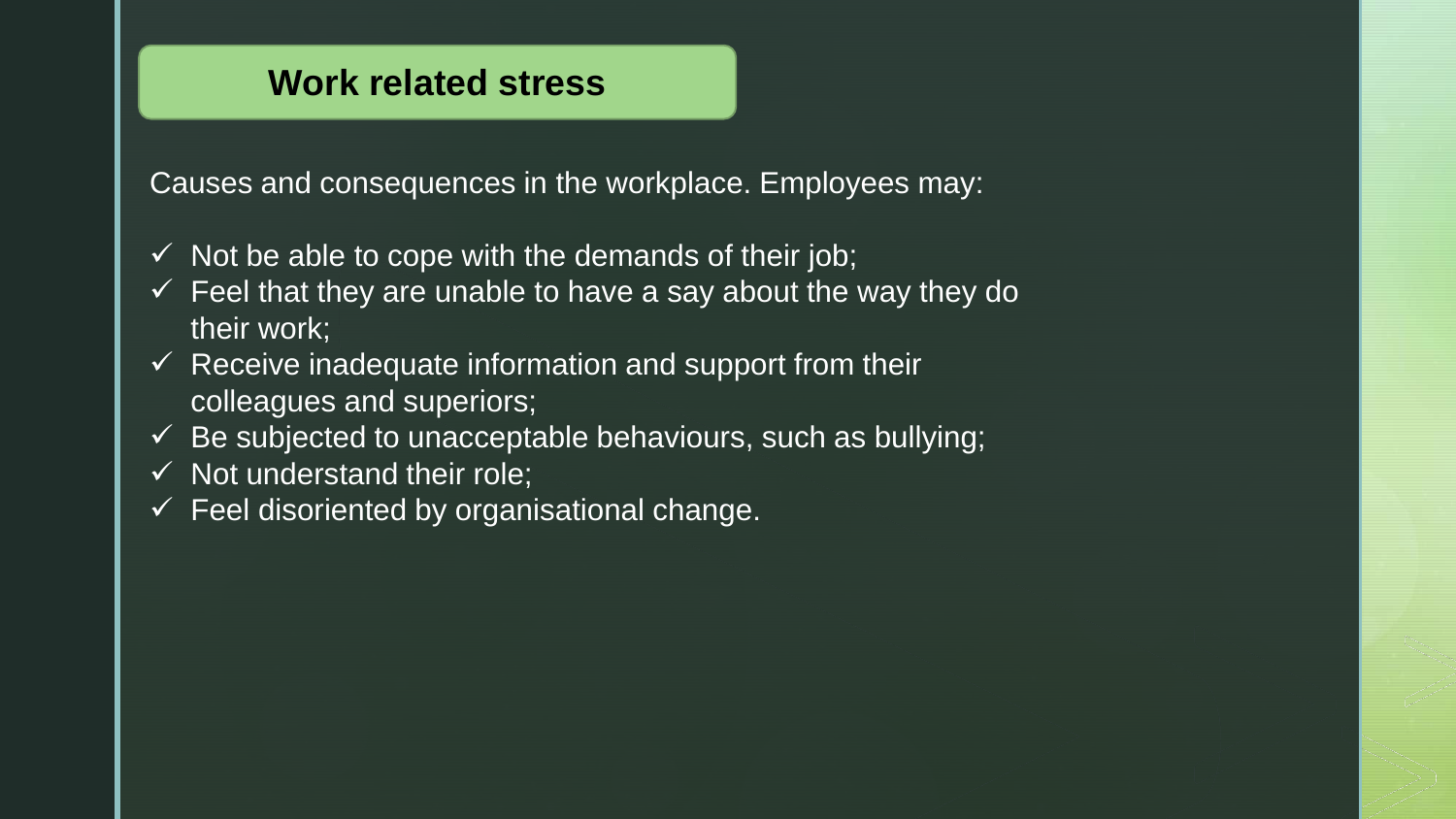## Work related stress

Causes and consequences in the workplace. Employees may:

- ✓ Not be able to cope with the demands of their job;
- ✓ Feel that they are unable to have a say about the way they do their work;
- ✓ Receive inadequate information and support from their colleagues and superiors;
- ✓ Be subjected to unacceptable behaviours, such as bullying;
- ✓ Not understand their role;
- ✓ Feel disoriented by organisational change.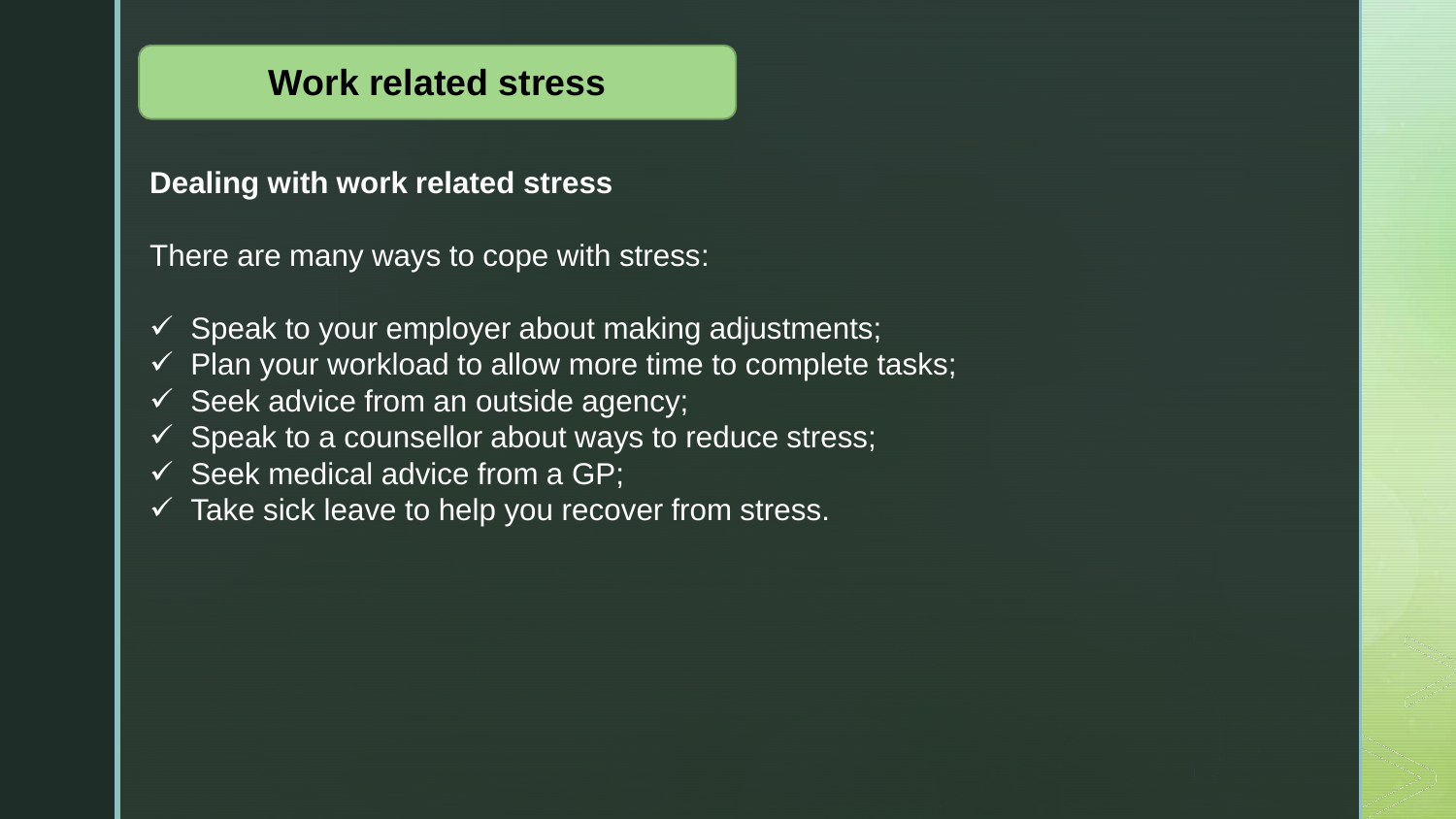# Work related stress

**Dealing with work related stress**

There are many ways to cope with stress:

- ✓ Speak to your employer about making adjustments;
- ✓ Plan your workload to allow more time to complete tasks;
- ✓ Seek advice from an outside agency;
- ✓ Speak to a counsellor about ways to reduce stress;
- ✓ Seek medical advice from a GP;
- ✓ Take sick leave to help you recover from stress.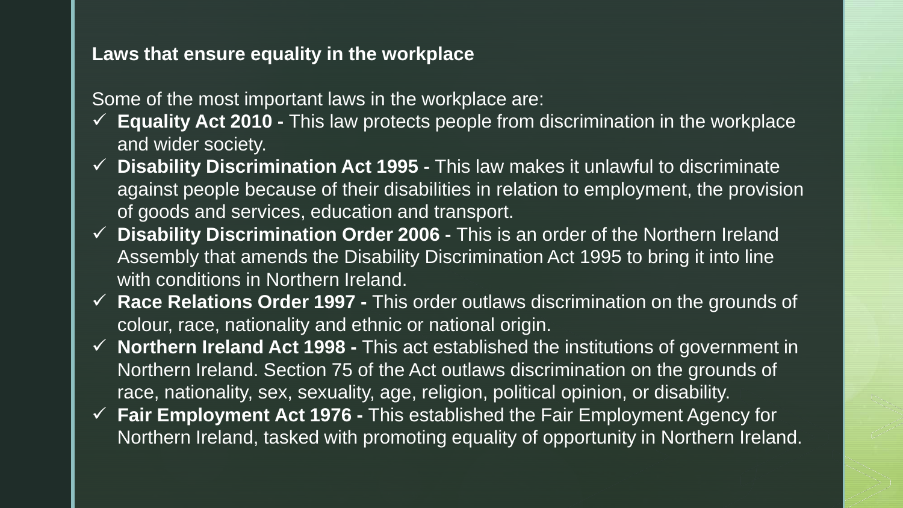**Laws that ensure equality in the workplace**

Some of the most important laws in the workplace are:

- ✓ **Equality Act 2010 -** This law protects people from discrimination in the workplace and wider society.
- ✓ **Disability Discrimination Act 1995 -** This law makes it unlawful to discriminate against people because of their disabilities in relation to employment, the provision of goods and services, education and transport.
- ✓ **Disability Discrimination Order 2006 -** This is an order of the Northern Ireland Assembly that amends the Disability Discrimination Act 1995 to bring it into line with conditions in Northern Ireland.
- ✓ **Race Relations Order 1997 -** This order outlaws discrimination on the grounds of colour, race, nationality and ethnic or national origin.
- ✓ **Northern Ireland Act 1998 -** This act established the institutions of government in Northern Ireland. Section 75 of the Act outlaws discrimination on the grounds of race, nationality, sex, sexuality, age, religion, political opinion, or disability.
- ✓ **Fair Employment Act 1976 -** This established the Fair Employment Agency for Northern Ireland, tasked with promoting equality of opportunity in Northern Ireland.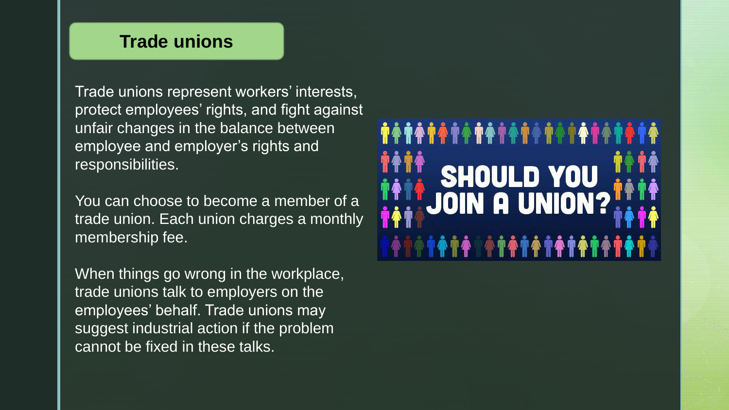## Trade unions

Trade unions represent workers' interests, protect employees' rights, and fight against unfair changes in the balance between employee and employer's rights and responsibilities.

You can choose to become a member of a trade union. Each union charges a monthly membership fee.

When things go wrong in the workplace, trade unions talk to employers on the employees' behalf. Trade unions may suggest industrial action if the problem cannot be fixed in these talks.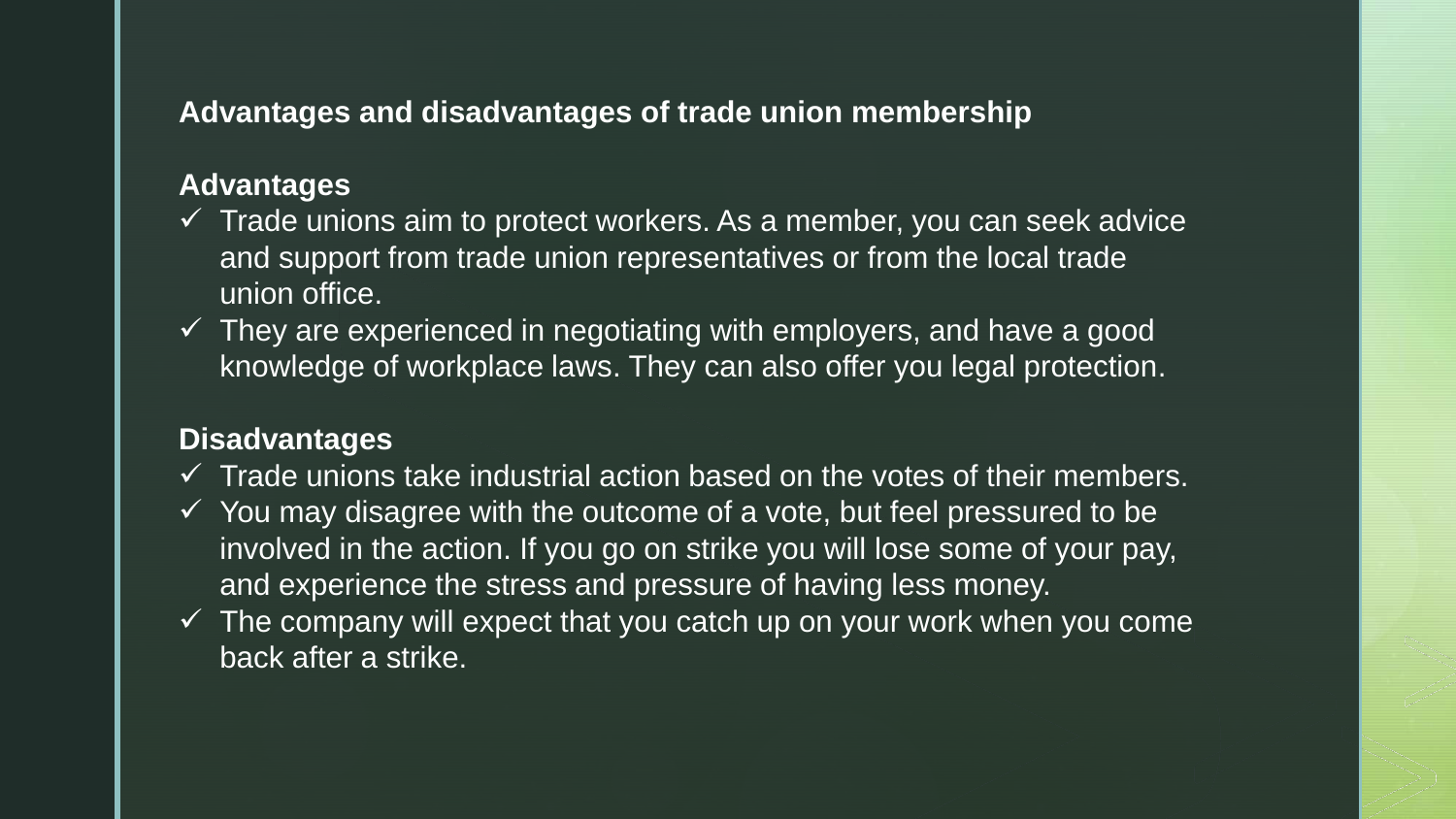## Advantages and disadvantages of trade union membership

### Advantages

- ✓ Trade unions aim to protect workers. As a member, you can seek advice and support from trade union representatives or from the local trade union office.
- ✓ They are experienced in negotiating with employers, and have a good knowledge of workplace laws. They can also offer you legal protection.

### Disadvantages

- ✓ Trade unions take industrial action based on the votes of their members.
- ✓ You may disagree with the outcome of a vote, but feel pressured to be involved in the action. If you go on strike you will lose some of your pay, and experience the stress and pressure of having less money.
- ✓ The company will expect that you catch up on your work when you come back after a strike.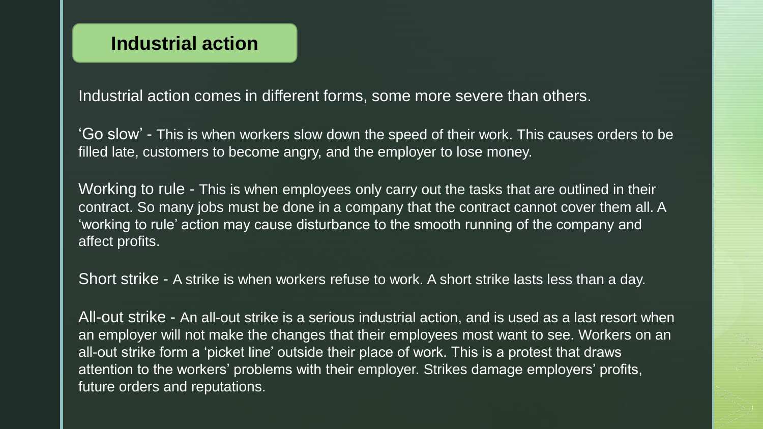# Industrial action

Industrial action comes in different forms, some more severe than others.

'Go slow' - This is when workers slow down the speed of their work. This causes orders to be filled late, customers to become angry, and the employer to lose money.

Working to rule - This is when employees only carry out the tasks that are outlined in their contract. So many jobs must be done in a company that the contract cannot cover them all. A 'working to rule' action may cause disturbance to the smooth running of the company and affect profits.

Short strike - A strike is when workers refuse to work. A short strike lasts less than a day.

All-out strike - An all-out strike is a serious industrial action, and is used as a last resort when an employer will not make the changes that their employees most want to see. Workers on an all-out strike form a 'picket line' outside their place of work. This is a protest that draws attention to the workers' problems with their employer. Strikes damage employers' profits, future orders and reputations.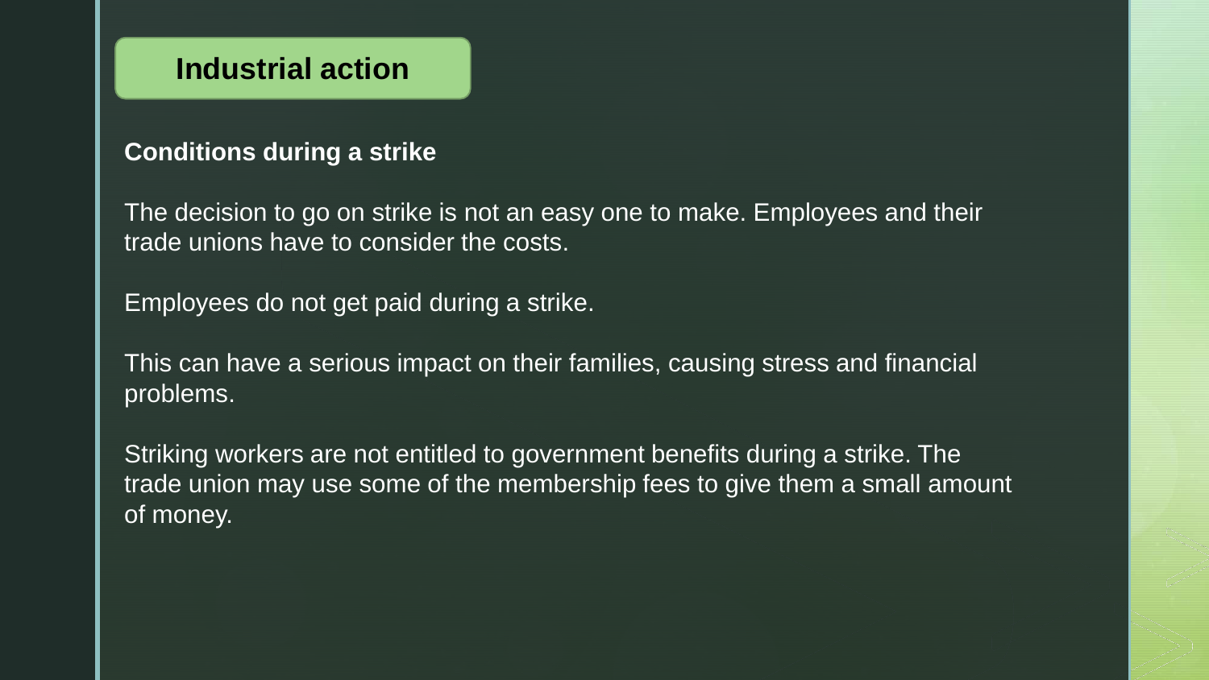# Industrial action

**Conditions during a strike**

The decision to go on strike is not an easy one to make. Employees and their trade unions have to consider the costs.

Employees do not get paid during a strike.

This can have a serious impact on their families, causing stress and financial problems.

Striking workers are not entitled to government benefits during a strike. The trade union may use some of the membership fees to give them a small amount of money.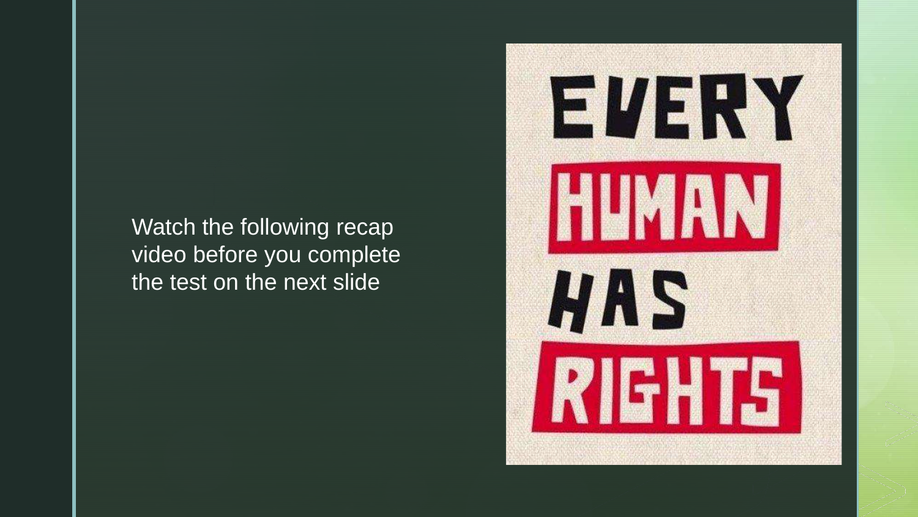Watch the following recap video before you complete the test on the next slide

EVERY HUMAN HAS RIGHTS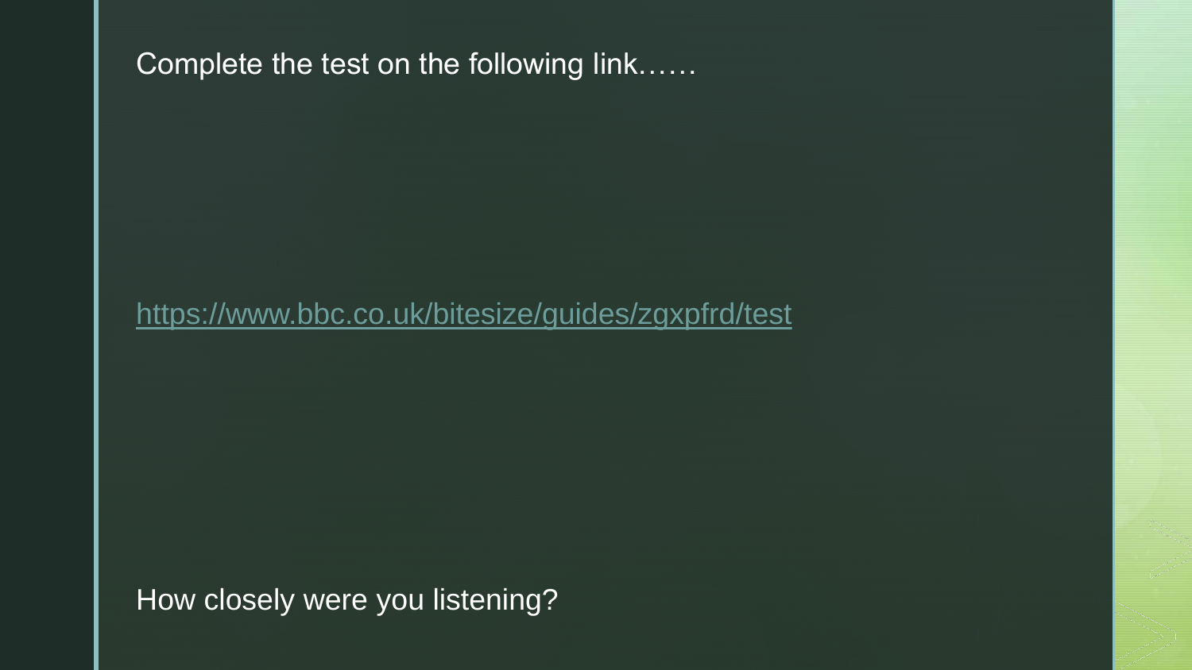Complete the test on the following link……

https://www.bbc.co.uk/bitesize/guides/zgxpfrd/test

How closely were you listening?